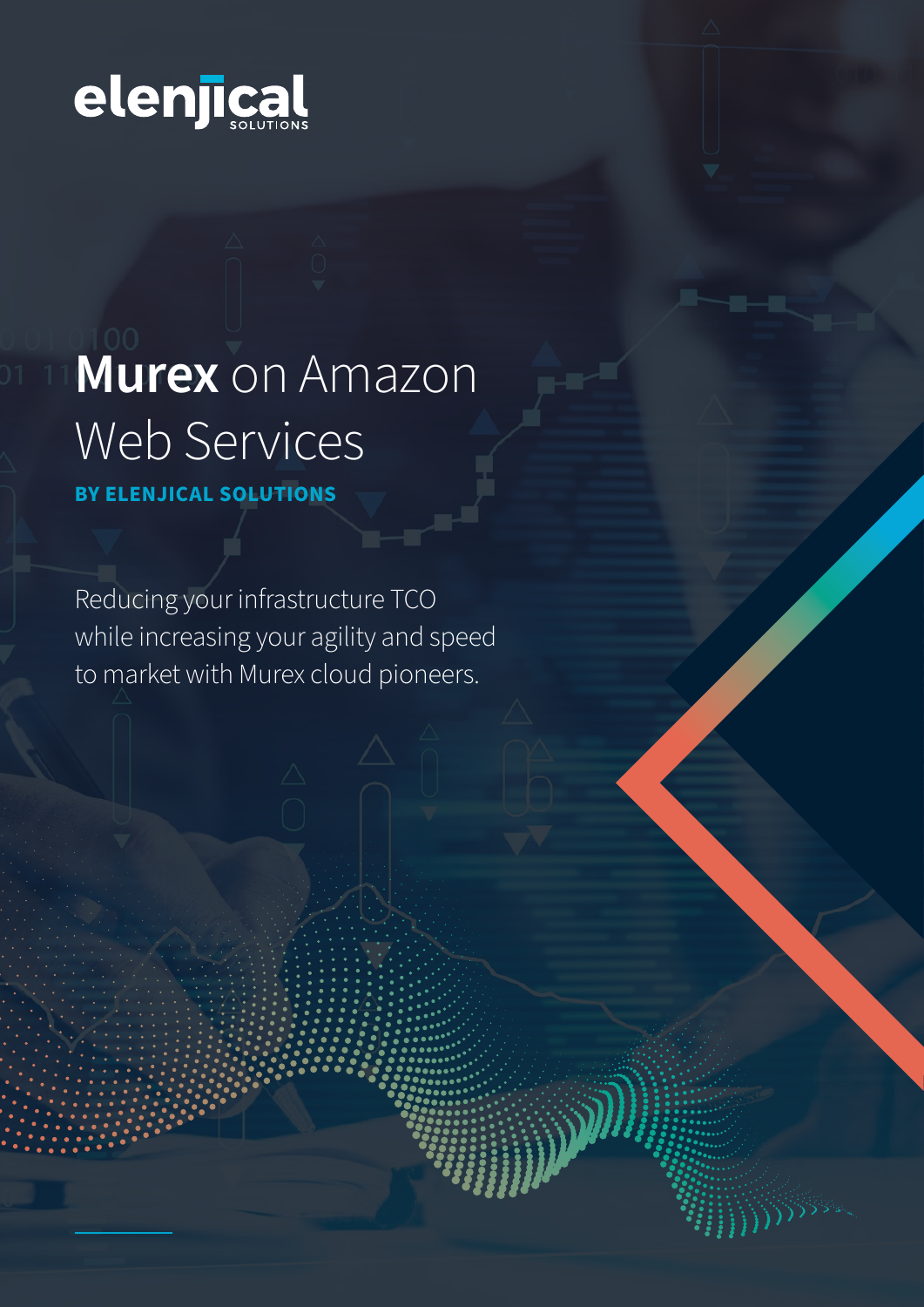elenjical SOLUTIONS

# **Murex** on Amazon Web Services

**BY ELENJICAL SOLUTIONS**

Reducing your infrastructure TCO while increasing your agility and speed to market with Murex cloud pioneers.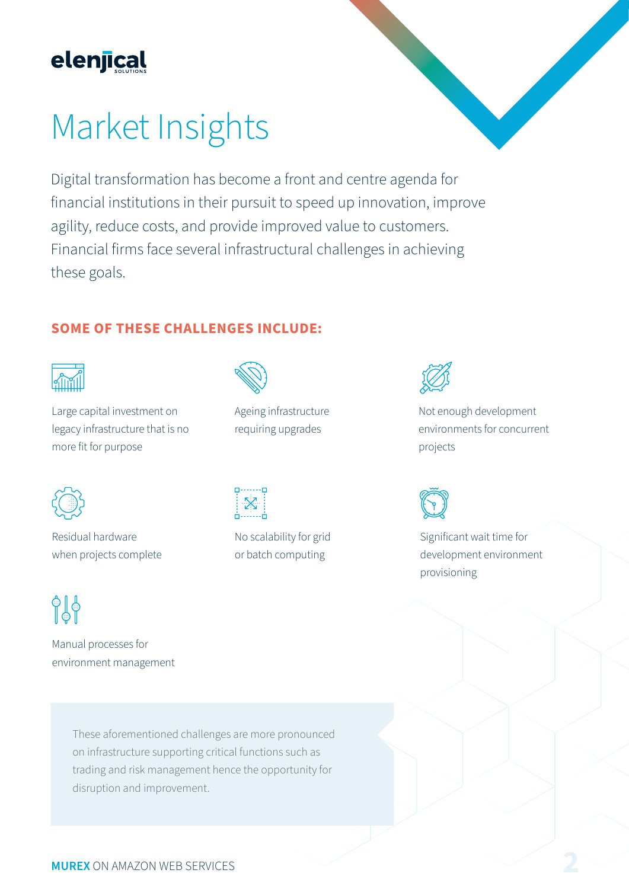# Market Insights

Digital transformation has become a front and centre agenda for financial institutions in their pursuit to speed up innovation, improve agility, reduce costs, and provide improved value to customers. Financial firms face several infrastructural challenges in achieving these goals.

## SOME OF THESE CHALLENGES INCLUDE:

- Large capital investment on legacy infrastructure that is no more fit for purpose
- Ageing infrastructure requiring upgrades
- Not enough development environments for concurrent projects
- Residual hardware when projects complete
- No scalability for grid or batch computing
- Significant wait time for development environment provisioning
- Manual processes for environment management

These aforementioned challenges are more pronounced on infrastructure supporting critical functions such as trading and risk management hence the opportunity for disruption and improvement.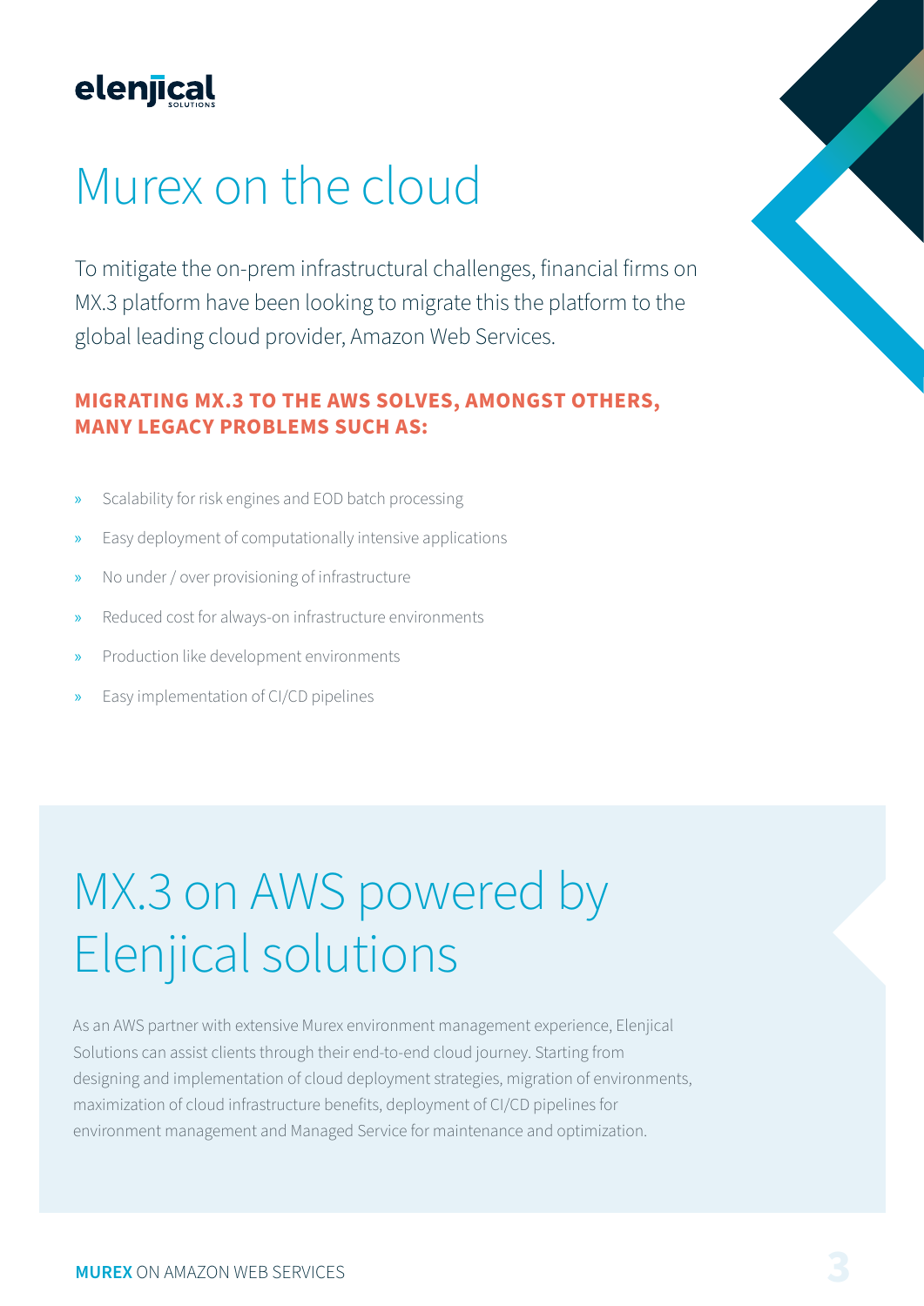elenjical SOLUTIONS

# Murex on the cloud

To mitigate the on-prem infrastructural challenges, financial firms on MX.3 platform have been looking to migrate this the platform to the global leading cloud provider, Amazon Web Services.

**MIGRATING MX.3 TO THE AWS SOLVES, AMONGST OTHERS, MANY LEGACY PROBLEMS SUCH AS:**

- Scalability for risk engines and EOD batch processing
- Easy deployment of computationally intensive applications
- No under / over provisioning of infrastructure
- Reduced cost for always-on infrastructure environments
- Production like development environments
- Easy implementation of CI/CD pipelines

# MX.3 on AWS powered by Elenjical solutions

As an AWS partner with extensive Murex environment management experience, Elenjical Solutions can assist clients through their end-to-end cloud journey. Starting from designing and implementation of cloud deployment strategies, migration of environments, maximization of cloud infrastructure benefits, deployment of CI/CD pipelines for environment management and Managed Service for maintenance and optimization.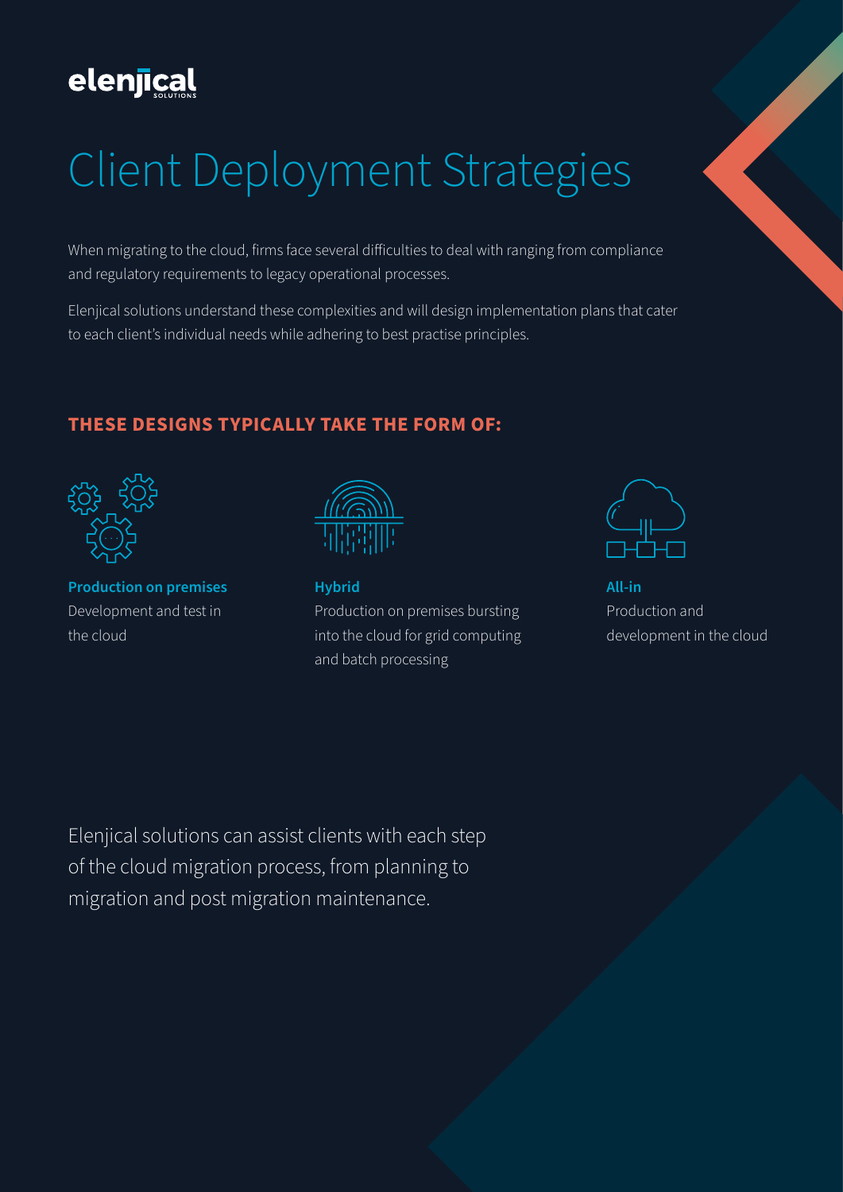# Client Deployment Strategies

When migrating to the cloud, firms face several difficulties to deal with ranging from compliance and regulatory requirements to legacy operational processes.

Elenjical solutions understand these complexities and will design implementation plans that cater to each client's individual needs while adhering to best practise principles.

## THESE DESIGNS TYPICALLY TAKE THE FORM OF:

**Production on premises**
Development and test in the cloud

**Hybrid**
Production on premises bursting into the cloud for grid computing and batch processing

**All-in**
Production and development in the cloud

Elenjical solutions can assist clients with each step of the cloud migration process, from planning to migration and post migration maintenance.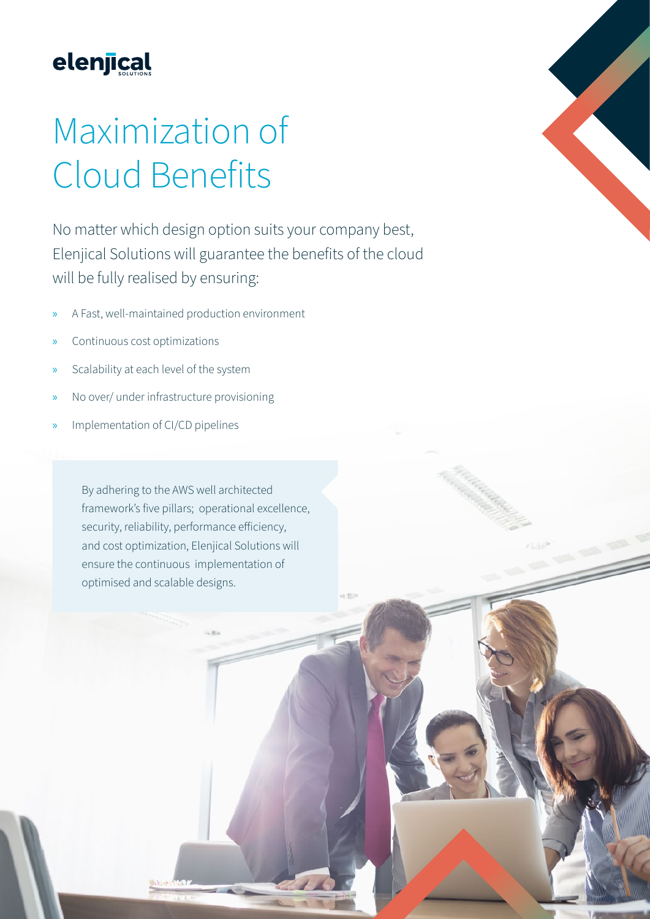elenjical SOLUTIONS

# Maximization of Cloud Benefits

No matter which design option suits your company best, Elenjical Solutions will guarantee the benefits of the cloud will be fully realised by ensuring:

- A Fast, well-maintained production environment
- Continuous cost optimizations
- Scalability at each level of the system
- No over/ under infrastructure provisioning
- Implementation of CI/CD pipelines

By adhering to the AWS well architected framework's five pillars; operational excellence, security, reliability, performance efficiency, and cost optimization, Elenjical Solutions will ensure the continuous implementation of optimised and scalable designs.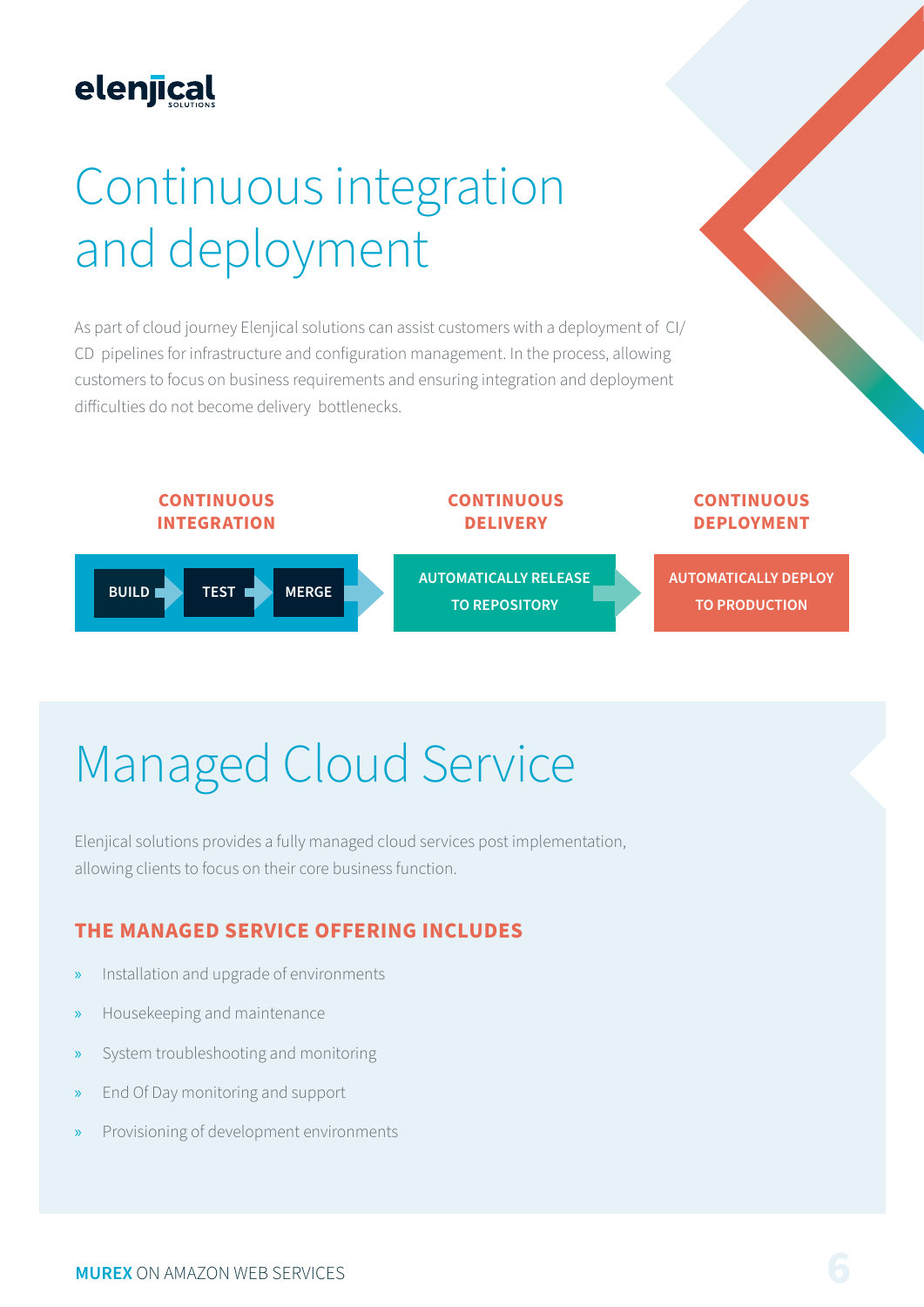# Continuous integration and deployment

As part of cloud journey Elenjical solutions can assist customers with a deployment of CI/CD pipelines for infrastructure and configuration management. In the process, allowing customers to focus on business requirements and ensuring integration and deployment difficulties do not become delivery bottlenecks.

**CONTINUOUS INTEGRATION**

BUILD → TEST → MERGE

**CONTINUOUS DELIVERY**

AUTOMATICALLY RELEASE TO REPOSITORY

**CONTINUOUS DEPLOYMENT**

AUTOMATICALLY DEPLOY TO PRODUCTION

# Managed Cloud Service

Elenjical solutions provides a fully managed cloud services post implementation, allowing clients to focus on their core business function.

## THE MANAGED SERVICE OFFERING INCLUDES

- Installation and upgrade of environments
- Housekeeping and maintenance
- System troubleshooting and monitoring
- End Of Day monitoring and support
- Provisioning of development environments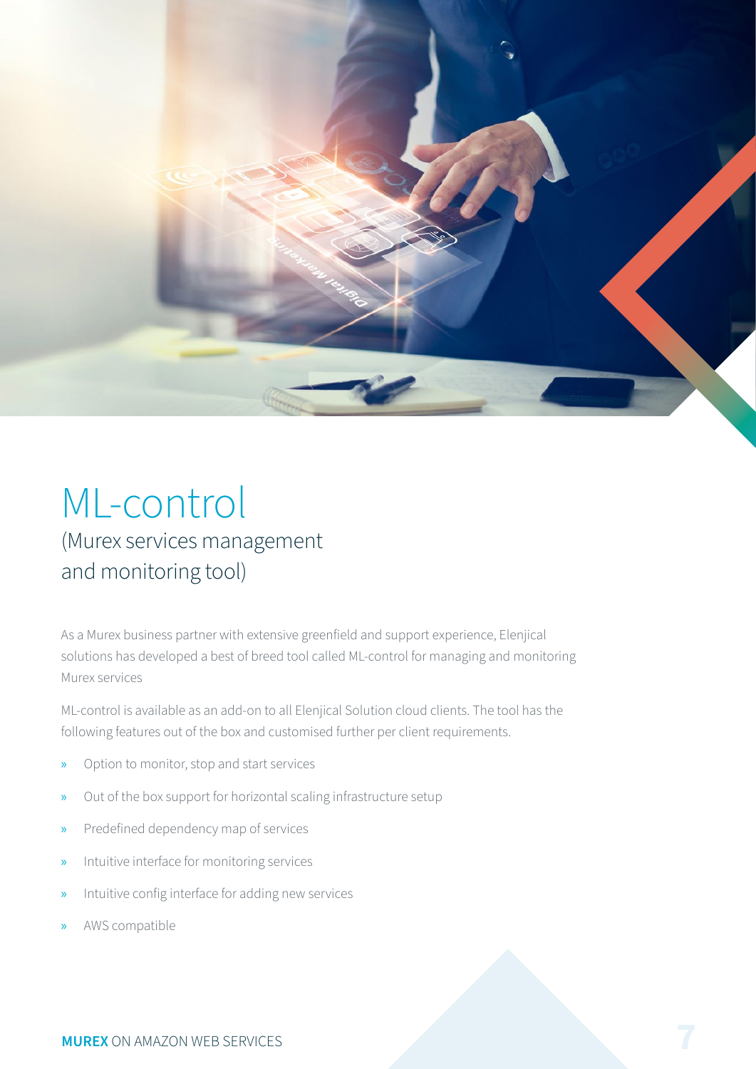# ML-control

## (Murex services management and monitoring tool)

As a Murex business partner with extensive greenfield and support experience, Elenjical solutions has developed a best of breed tool called ML-control for managing and monitoring Murex services

ML-control is available as an add-on to all Elenjical Solution cloud clients. The tool has the following features out of the box and customised further per client requirements.

- Option to monitor, stop and start services
- Out of the box support for horizontal scaling infrastructure setup
- Predefined dependency map of services
- Intuitive interface for monitoring services
- Intuitive config interface for adding new services
- AWS compatible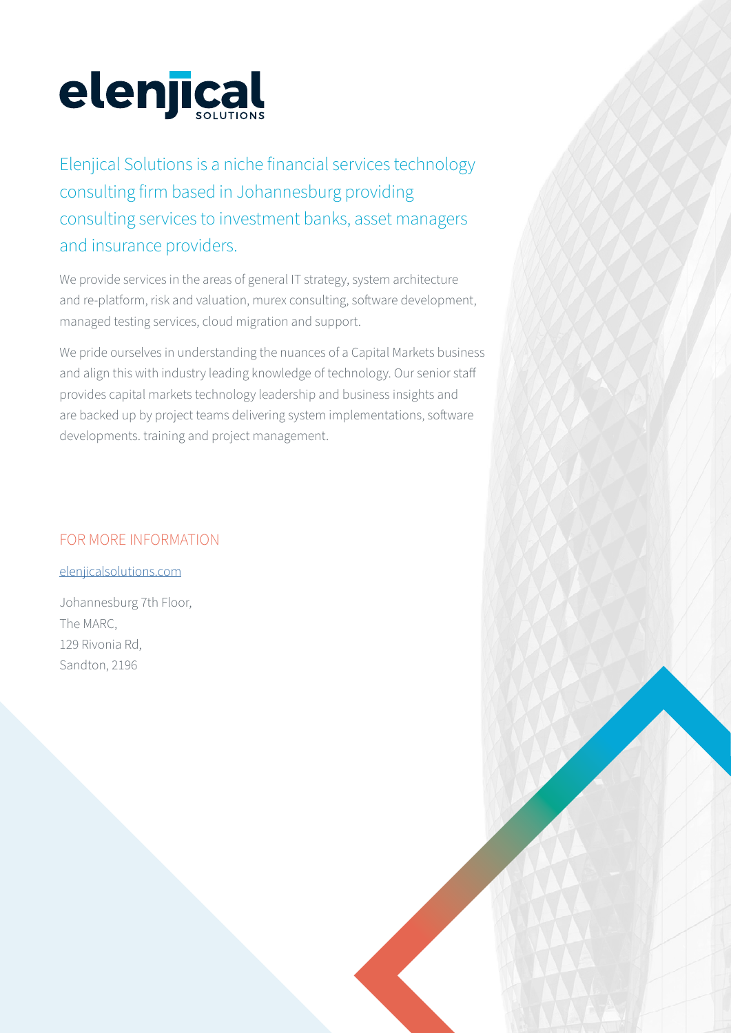# elenjical SOLUTIONS

Elenjical Solutions is a niche financial services technology consulting firm based in Johannesburg providing consulting services to investment banks, asset managers and insurance providers.

We provide services in the areas of general IT strategy, system architecture and re-platform, risk and valuation, murex consulting, software development, managed testing services, cloud migration and support.

We pride ourselves in understanding the nuances of a Capital Markets business and align this with industry leading knowledge of technology. Our senior staff provides capital markets technology leadership and business insights and are backed up by project teams delivering system implementations, software developments. training and project management.

## FOR MORE INFORMATION

elenjicalsolutions.com

Johannesburg 7th Floor,
The MARC,
129 Rivonia Rd,
Sandton, 2196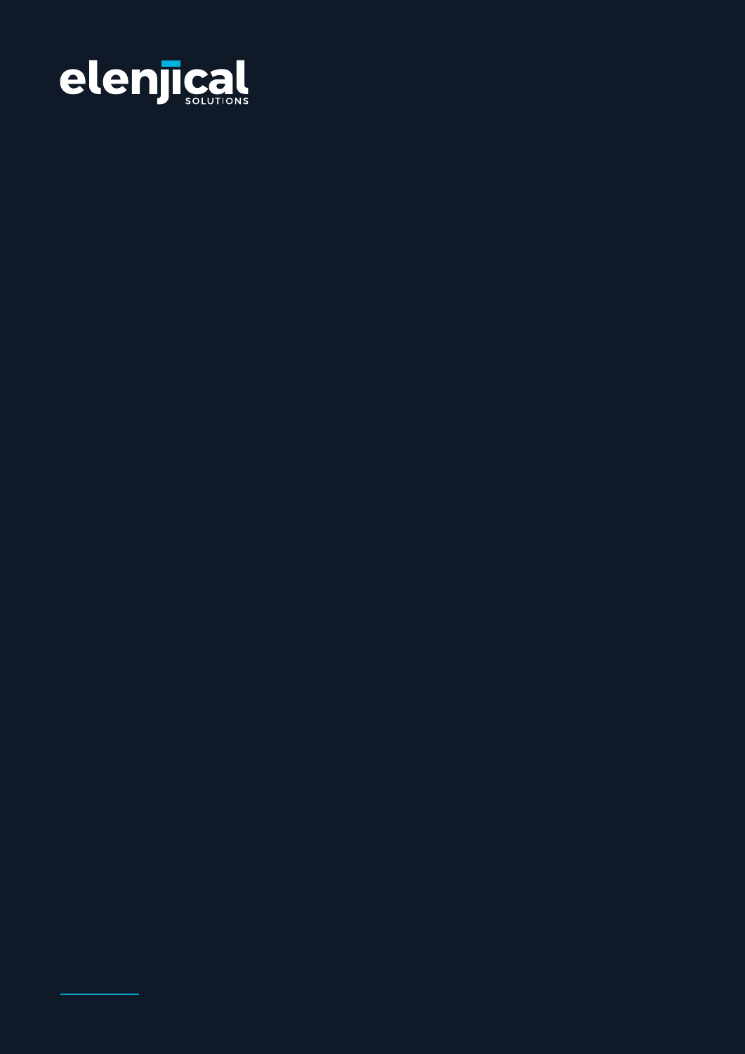elenjical

SOLUTIONS